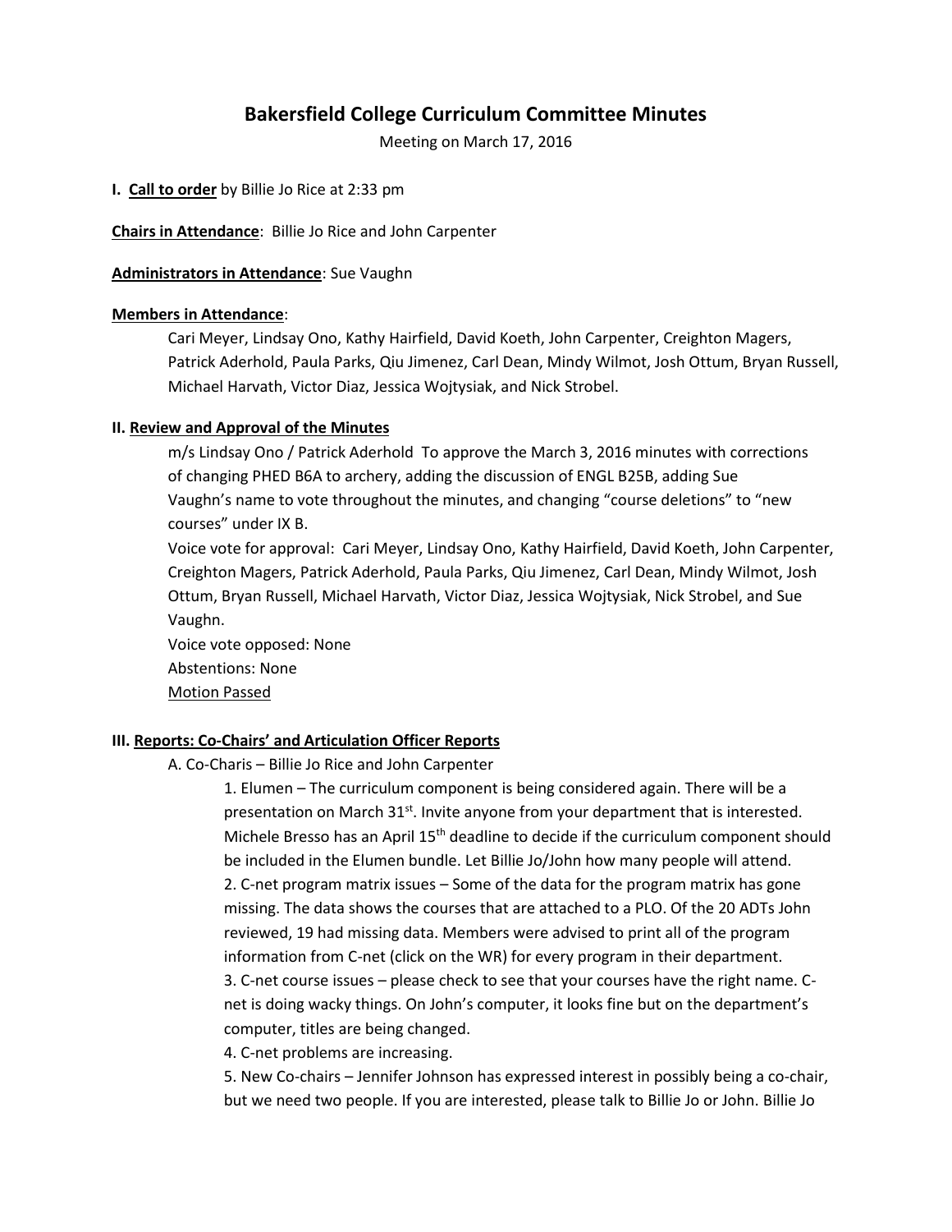# Bakersfield College Curriculum Committee Minutes

Meeting on March 17, 2016

**I. Call to order** by Billie Jo Rice at 2:33 pm

**Chairs in Attendance**: Billie Jo Rice and John Carpenter

**Administrators in Attendance**: Sue Vaughn

**Members in Attendance**:

Cari Meyer, Lindsay Ono, Kathy Hairfield, David Koeth, John Carpenter, Creighton Magers, Patrick Aderhold, Paula Parks, Qiu Jimenez, Carl Dean, Mindy Wilmot, Josh Ottum, Bryan Russell, Michael Harvath, Victor Diaz, Jessica Wojtysiak, and Nick Strobel.

**II. Review and Approval of the Minutes**

m/s Lindsay Ono / Patrick Aderhold To approve the March 3, 2016 minutes with corrections of changing PHED B6A to archery, adding the discussion of ENGL B25B, adding Sue Vaughn's name to vote throughout the minutes, and changing "course deletions" to "new courses" under IX B.

Voice vote for approval: Cari Meyer, Lindsay Ono, Kathy Hairfield, David Koeth, John Carpenter, Creighton Magers, Patrick Aderhold, Paula Parks, Qiu Jimenez, Carl Dean, Mindy Wilmot, Josh Ottum, Bryan Russell, Michael Harvath, Victor Diaz, Jessica Wojtysiak, Nick Strobel, and Sue Vaughn.

Voice vote opposed: None

Abstentions: None

Motion Passed

**III. Reports: Co-Chairs' and Articulation Officer Reports**

A. Co-Charis – Billie Jo Rice and John Carpenter

1. Elumen – The curriculum component is being considered again. There will be a presentation on March 31st. Invite anyone from your department that is interested. Michele Bresso has an April 15th deadline to decide if the curriculum component should be included in the Elumen bundle. Let Billie Jo/John how many people will attend.
2. C-net program matrix issues – Some of the data for the program matrix has gone missing. The data shows the courses that are attached to a PLO. Of the 20 ADTs John reviewed, 19 had missing data. Members were advised to print all of the program information from C-net (click on the WR) for every program in their department.
3. C-net course issues – please check to see that your courses have the right name. C-net is doing wacky things. On John's computer, it looks fine but on the department's computer, titles are being changed.
4. C-net problems are increasing.
5. New Co-chairs – Jennifer Johnson has expressed interest in possibly being a co-chair, but we need two people. If you are interested, please talk to Billie Jo or John. Billie Jo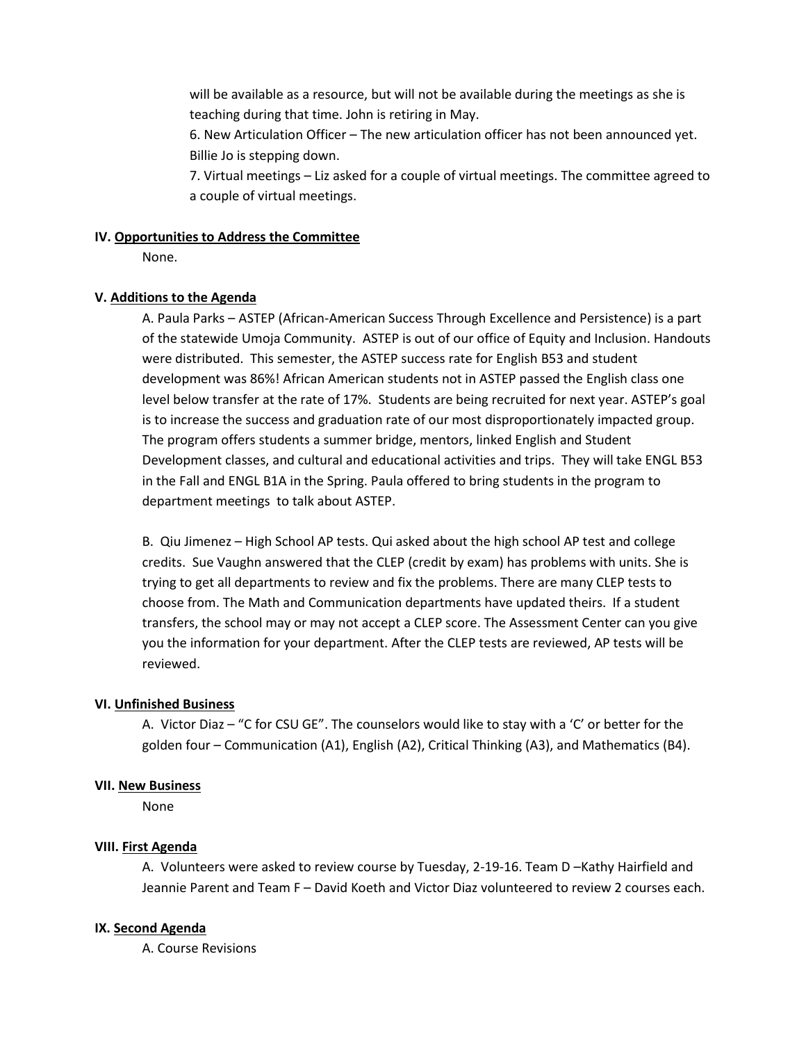will be available as a resource, but will not be available during the meetings as she is teaching during that time. John is retiring in May.

6. New Articulation Officer – The new articulation officer has not been announced yet. Billie Jo is stepping down.

7. Virtual meetings – Liz asked for a couple of virtual meetings. The committee agreed to a couple of virtual meetings.

**IV. Opportunities to Address the Committee**

None.

**V. Additions to the Agenda**

A. Paula Parks – ASTEP (African-American Success Through Excellence and Persistence) is a part of the statewide Umoja Community. ASTEP is out of our office of Equity and Inclusion. Handouts were distributed. This semester, the ASTEP success rate for English B53 and student development was 86%! African American students not in ASTEP passed the English class one level below transfer at the rate of 17%. Students are being recruited for next year. ASTEP's goal is to increase the success and graduation rate of our most disproportionately impacted group. The program offers students a summer bridge, mentors, linked English and Student Development classes, and cultural and educational activities and trips. They will take ENGL B53 in the Fall and ENGL B1A in the Spring. Paula offered to bring students in the program to department meetings to talk about ASTEP.

B. Qiu Jimenez – High School AP tests. Qui asked about the high school AP test and college credits. Sue Vaughn answered that the CLEP (credit by exam) has problems with units. She is trying to get all departments to review and fix the problems. There are many CLEP tests to choose from. The Math and Communication departments have updated theirs. If a student transfers, the school may or may not accept a CLEP score. The Assessment Center can you give you the information for your department. After the CLEP tests are reviewed, AP tests will be reviewed.

**VI. Unfinished Business**

A. Victor Diaz – "C for CSU GE". The counselors would like to stay with a 'C' or better for the golden four – Communication (A1), English (A2), Critical Thinking (A3), and Mathematics (B4).

**VII. New Business**

None

**VIII. First Agenda**

A. Volunteers were asked to review course by Tuesday, 2-19-16. Team D –Kathy Hairfield and Jeannie Parent and Team F – David Koeth and Victor Diaz volunteered to review 2 courses each.

**IX. Second Agenda**

A. Course Revisions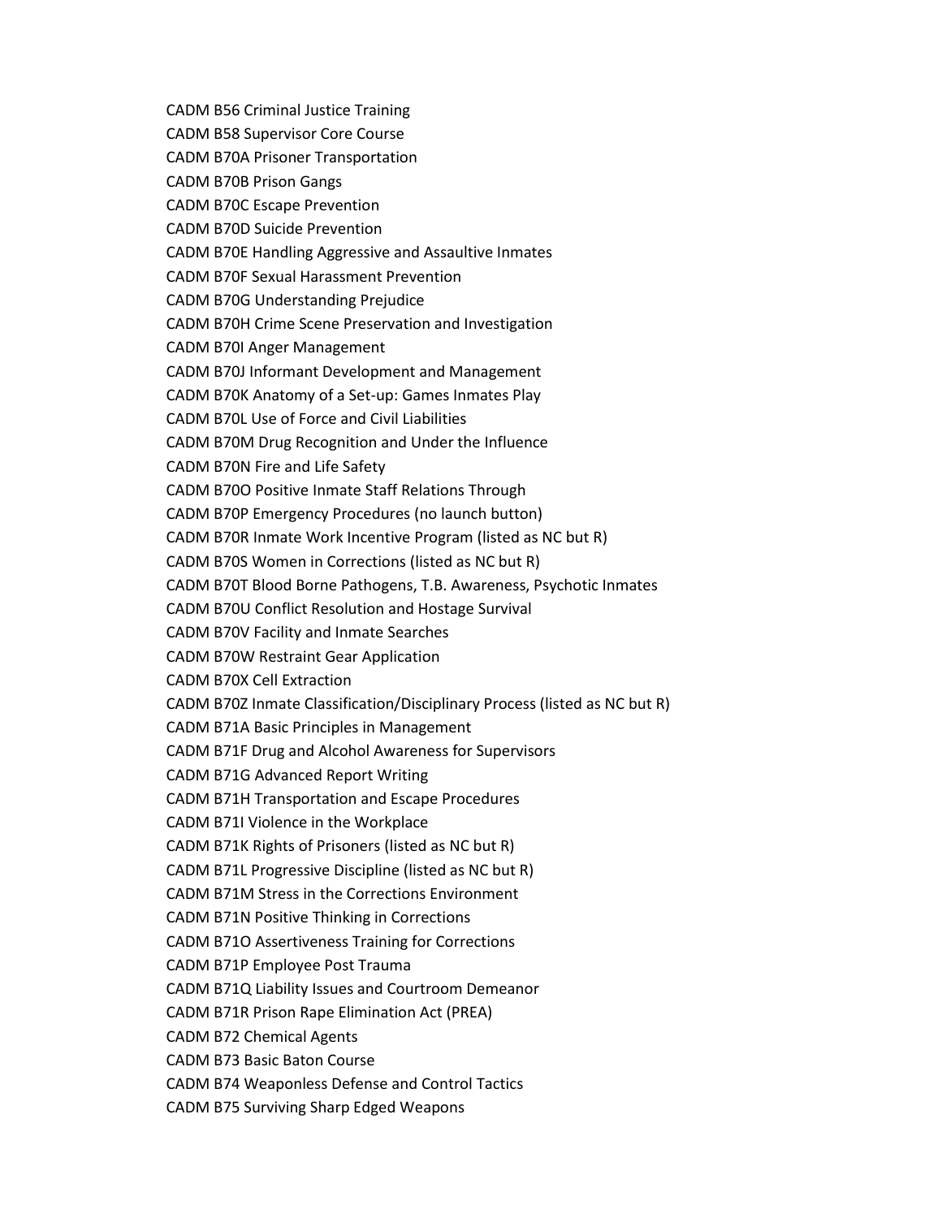CADM B56 Criminal Justice Training

CADM B58 Supervisor Core Course

CADM B70A Prisoner Transportation

CADM B70B Prison Gangs

CADM B70C Escape Prevention

CADM B70D Suicide Prevention

CADM B70E Handling Aggressive and Assaultive Inmates

CADM B70F Sexual Harassment Prevention

CADM B70G Understanding Prejudice

CADM B70H Crime Scene Preservation and Investigation

CADM B70I Anger Management

CADM B70J Informant Development and Management

CADM B70K Anatomy of a Set-up: Games Inmates Play

CADM B70L Use of Force and Civil Liabilities

CADM B70M Drug Recognition and Under the Influence

CADM B70N Fire and Life Safety

CADM B70O Positive Inmate Staff Relations Through

CADM B70P Emergency Procedures (no launch button)

CADM B70R Inmate Work Incentive Program (listed as NC but R)

CADM B70S Women in Corrections (listed as NC but R)

CADM B70T Blood Borne Pathogens, T.B. Awareness, Psychotic Inmates

CADM B70U Conflict Resolution and Hostage Survival

CADM B70V Facility and Inmate Searches

CADM B70W Restraint Gear Application

CADM B70X Cell Extraction

CADM B70Z Inmate Classification/Disciplinary Process (listed as NC but R)

CADM B71A Basic Principles in Management

CADM B71F Drug and Alcohol Awareness for Supervisors

CADM B71G Advanced Report Writing

CADM B71H Transportation and Escape Procedures

CADM B71I Violence in the Workplace

CADM B71K Rights of Prisoners (listed as NC but R)

CADM B71L Progressive Discipline (listed as NC but R)

CADM B71M Stress in the Corrections Environment

CADM B71N Positive Thinking in Corrections

CADM B71O Assertiveness Training for Corrections

CADM B71P Employee Post Trauma

CADM B71Q Liability Issues and Courtroom Demeanor

CADM B71R Prison Rape Elimination Act (PREA)

CADM B72 Chemical Agents

CADM B73 Basic Baton Course

CADM B74 Weaponless Defense and Control Tactics

CADM B75 Surviving Sharp Edged Weapons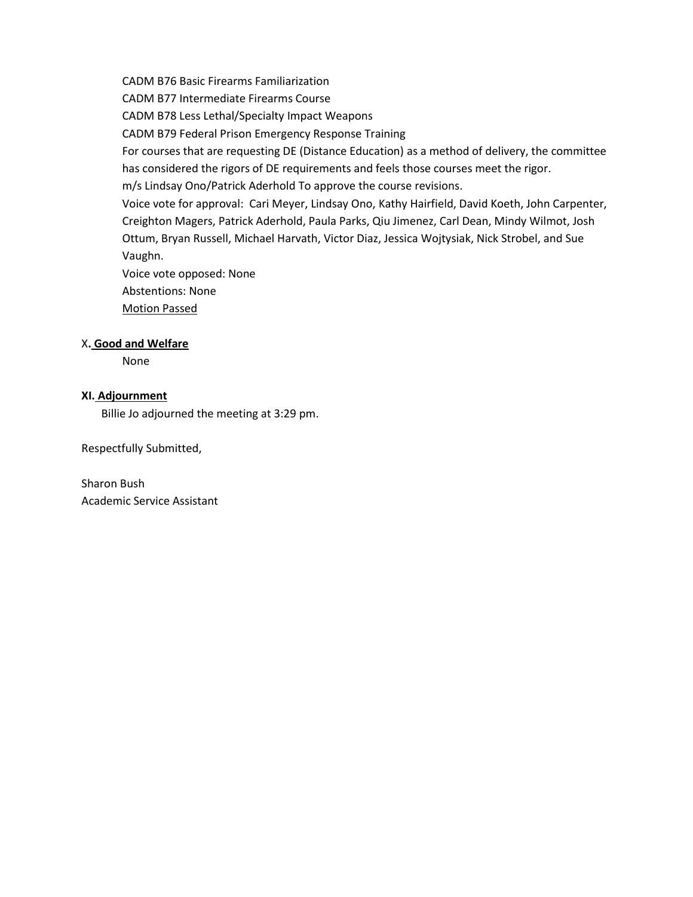CADM B76 Basic Firearms Familiarization
CADM B77 Intermediate Firearms Course
CADM B78 Less Lethal/Specialty Impact Weapons
CADM B79 Federal Prison Emergency Response Training
For courses that are requesting DE (Distance Education) as a method of delivery, the committee has considered the rigors of DE requirements and feels those courses meet the rigor.
m/s Lindsay Ono/Patrick Aderhold To approve the course revisions.
Voice vote for approval: Cari Meyer, Lindsay Ono, Kathy Hairfield, David Koeth, John Carpenter, Creighton Magers, Patrick Aderhold, Paula Parks, Qiu Jimenez, Carl Dean, Mindy Wilmot, Josh Ottum, Bryan Russell, Michael Harvath, Victor Diaz, Jessica Wojtysiak, Nick Strobel, and Sue Vaughn.
Voice vote opposed: None
Abstentions: None
<u>Motion Passed</u>

## X. **<u>Good and Welfare</u>**

None

## XI. <u>Adjournment</u>

Billie Jo adjourned the meeting at 3:29 pm.

Respectfully Submitted,

Sharon Bush
Academic Service Assistant